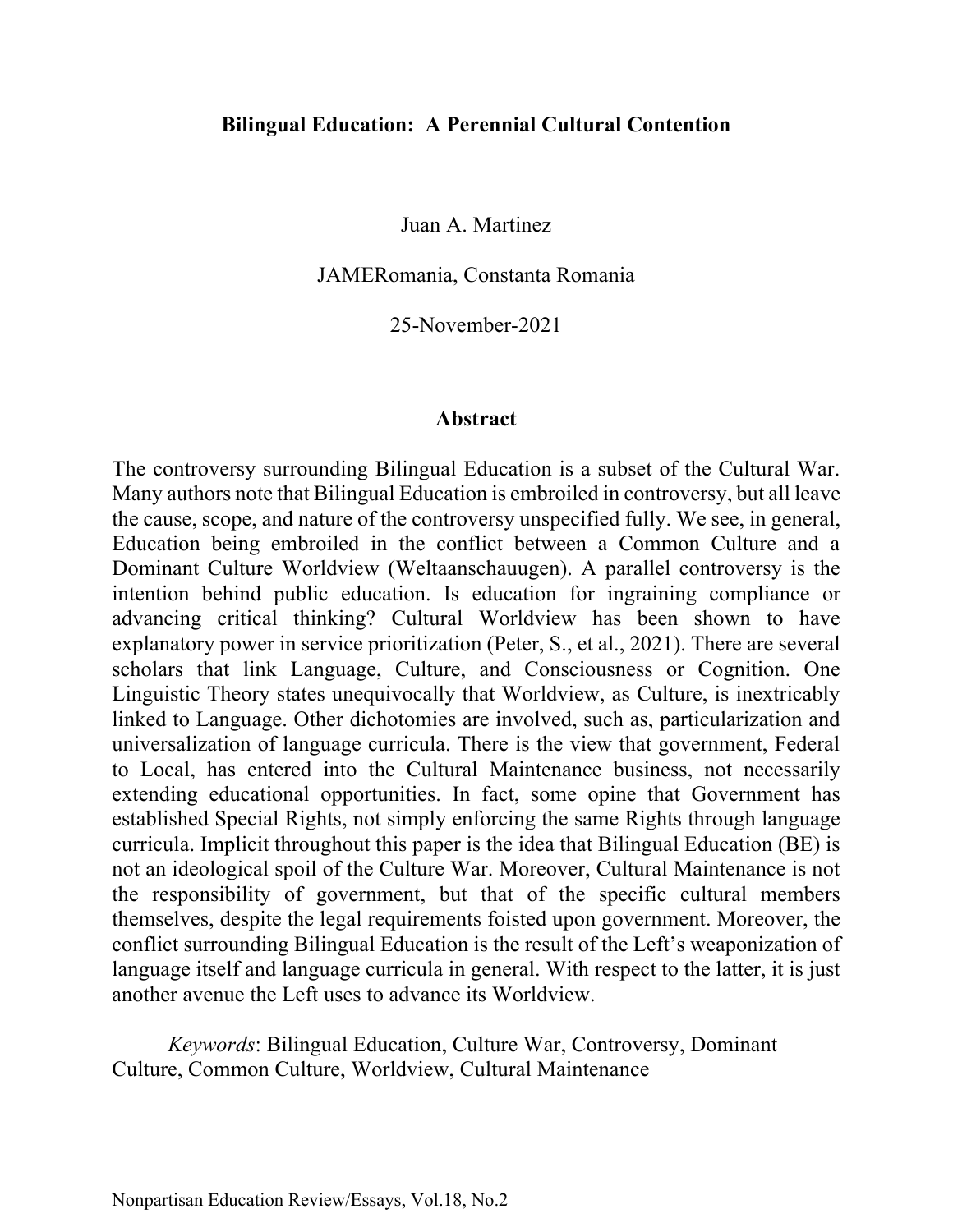# Bilingual Education: A Perennial Cultural Contention

Juan A. Martinez

JAMERomania, Constanta Romania

25-November-2021

## Abstract

The controversy surrounding Bilingual Education is a subset of the Cultural War. Many authors note that Bilingual Education is embroiled in controversy, but all leave the cause, scope, and nature of the controversy unspecified fully. We see, in general, Education being embroiled in the conflict between a Common Culture and a Dominant Culture Worldview (Weltaanschauugen). A parallel controversy is the intention behind public education. Is education for ingraining compliance or advancing critical thinking? Cultural Worldview has been shown to have explanatory power in service prioritization (Peter, S., et al., 2021). There are several scholars that link Language, Culture, and Consciousness or Cognition. One Linguistic Theory states unequivocally that Worldview, as Culture, is inextricably linked to Language. Other dichotomies are involved, such as, particularization and universalization of language curricula. There is the view that government, Federal to Local, has entered into the Cultural Maintenance business, not necessarily extending educational opportunities. In fact, some opine that Government has established Special Rights, not simply enforcing the same Rights through language curricula. Implicit throughout this paper is the idea that Bilingual Education (BE) is not an ideological spoil of the Culture War. Moreover, Cultural Maintenance is not the responsibility of government, but that of the specific cultural members themselves, despite the legal requirements foisted upon government. Moreover, the conflict surrounding Bilingual Education is the result of the Left's weaponization of language itself and language curricula in general. With respect to the latter, it is just another avenue the Left uses to advance its Worldview.

*Keywords*: Bilingual Education, Culture War, Controversy, Dominant Culture, Common Culture, Worldview, Cultural Maintenance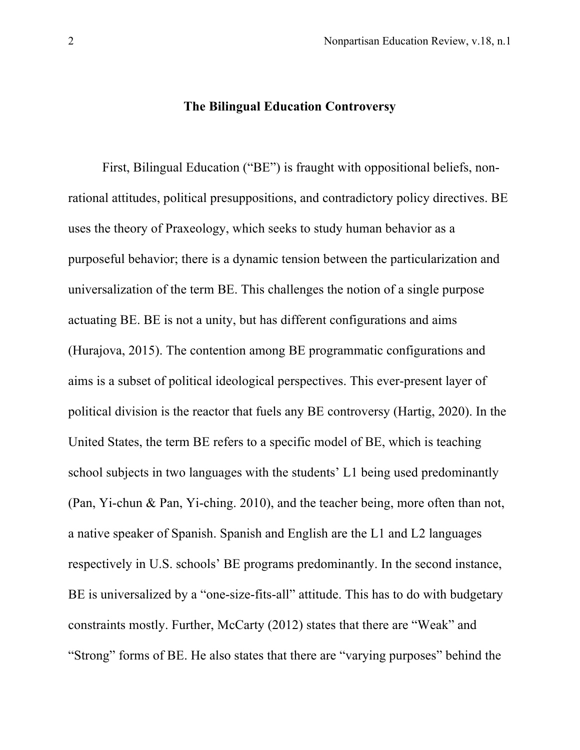## The Bilingual Education Controversy

First, Bilingual Education ("BE") is fraught with oppositional beliefs, non-rational attitudes, political presuppositions, and contradictory policy directives. BE uses the theory of Praxeology, which seeks to study human behavior as a purposeful behavior; there is a dynamic tension between the particularization and universalization of the term BE. This challenges the notion of a single purpose actuating BE. BE is not a unity, but has different configurations and aims (Hurajova, 2015). The contention among BE programmatic configurations and aims is a subset of political ideological perspectives. This ever-present layer of political division is the reactor that fuels any BE controversy (Hartig, 2020). In the United States, the term BE refers to a specific model of BE, which is teaching school subjects in two languages with the students' L1 being used predominantly (Pan, Yi-chun & Pan, Yi-ching. 2010), and the teacher being, more often than not, a native speaker of Spanish. Spanish and English are the L1 and L2 languages respectively in U.S. schools' BE programs predominantly. In the second instance, BE is universalized by a "one-size-fits-all" attitude. This has to do with budgetary constraints mostly. Further, McCarty (2012) states that there are "Weak" and "Strong" forms of BE. He also states that there are "varying purposes" behind the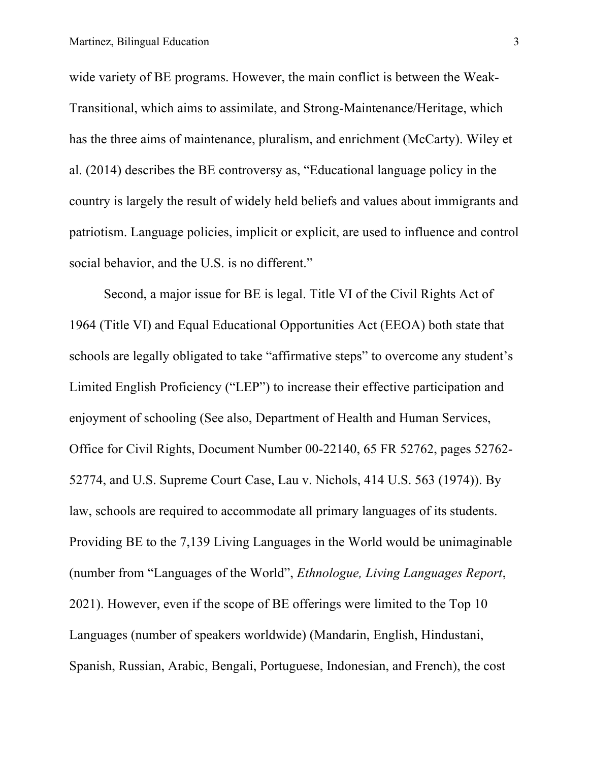wide variety of BE programs. However, the main conflict is between the Weak-Transitional, which aims to assimilate, and Strong-Maintenance/Heritage, which has the three aims of maintenance, pluralism, and enrichment (McCarty). Wiley et al. (2014) describes the BE controversy as, "Educational language policy in the country is largely the result of widely held beliefs and values about immigrants and patriotism. Language policies, implicit or explicit, are used to influence and control social behavior, and the U.S. is no different."

Second, a major issue for BE is legal. Title VI of the Civil Rights Act of 1964 (Title VI) and Equal Educational Opportunities Act (EEOA) both state that schools are legally obligated to take "affirmative steps" to overcome any student's Limited English Proficiency ("LEP") to increase their effective participation and enjoyment of schooling (See also, Department of Health and Human Services, Office for Civil Rights, Document Number 00-22140, 65 FR 52762, pages 52762-52774, and U.S. Supreme Court Case, Lau v. Nichols, 414 U.S. 563 (1974)). By law, schools are required to accommodate all primary languages of its students. Providing BE to the 7,139 Living Languages in the World would be unimaginable (number from "Languages of the World", *Ethnologue, Living Languages Report*, 2021). However, even if the scope of BE offerings were limited to the Top 10 Languages (number of speakers worldwide) (Mandarin, English, Hindustani, Spanish, Russian, Arabic, Bengali, Portuguese, Indonesian, and French), the cost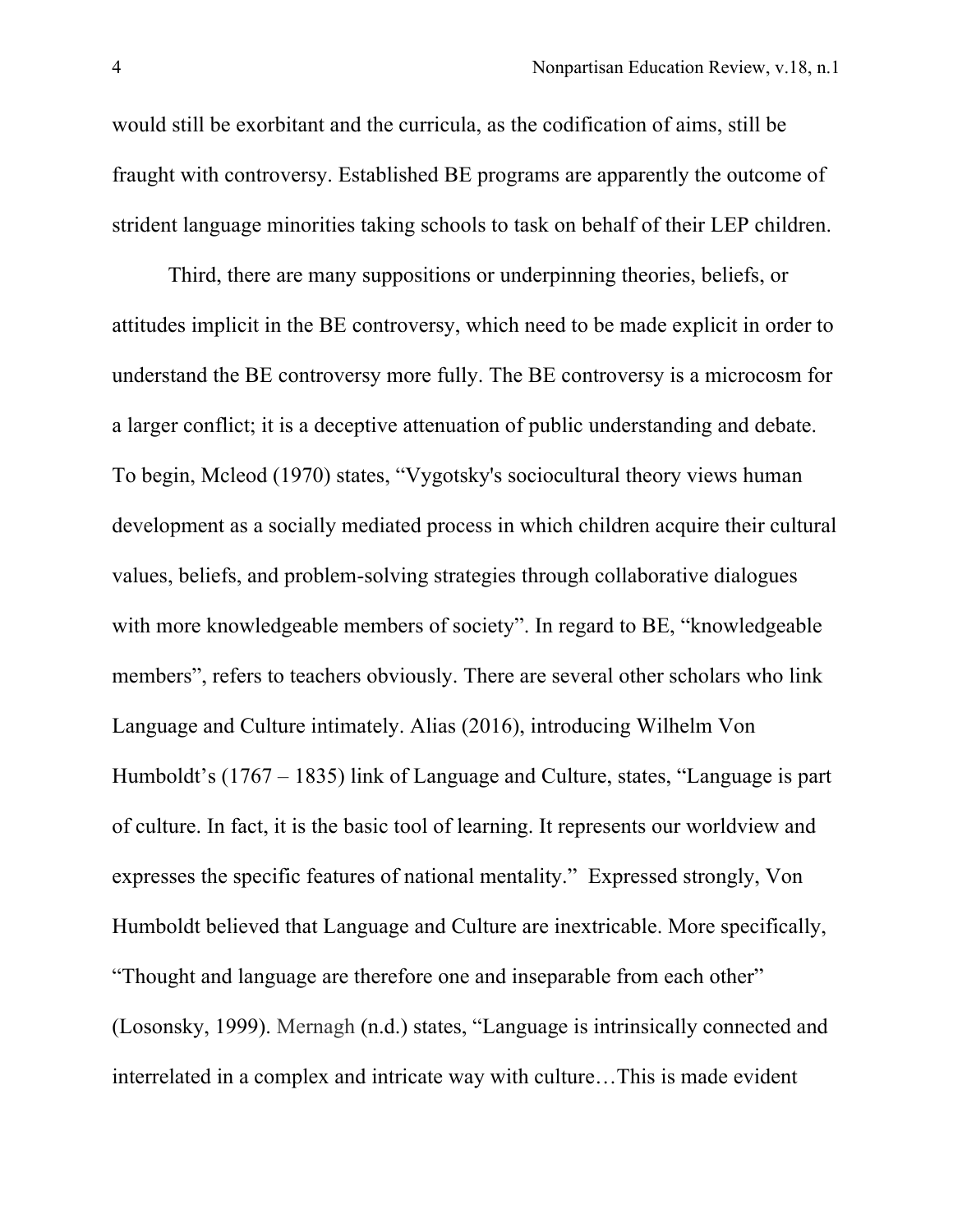would still be exorbitant and the curricula, as the codification of aims, still be fraught with controversy. Established BE programs are apparently the outcome of strident language minorities taking schools to task on behalf of their LEP children.

Third, there are many suppositions or underpinning theories, beliefs, or attitudes implicit in the BE controversy, which need to be made explicit in order to understand the BE controversy more fully. The BE controversy is a microcosm for a larger conflict; it is a deceptive attenuation of public understanding and debate. To begin, Mcleod (1970) states, “Vygotsky's sociocultural theory views human development as a socially mediated process in which children acquire their cultural values, beliefs, and problem-solving strategies through collaborative dialogues with more knowledgeable members of society”. In regard to BE, “knowledgeable members”, refers to teachers obviously. There are several other scholars who link Language and Culture intimately. Alias (2016), introducing Wilhelm Von Humboldt’s (1767 – 1835) link of Language and Culture, states, “Language is part of culture. In fact, it is the basic tool of learning. It represents our worldview and expresses the specific features of national mentality.” Expressed strongly, Von Humboldt believed that Language and Culture are inextricable. More specifically, “Thought and language are therefore one and inseparable from each other” (Losonsky, 1999). Mernagh (n.d.) states, “Language is intrinsically connected and interrelated in a complex and intricate way with culture…This is made evident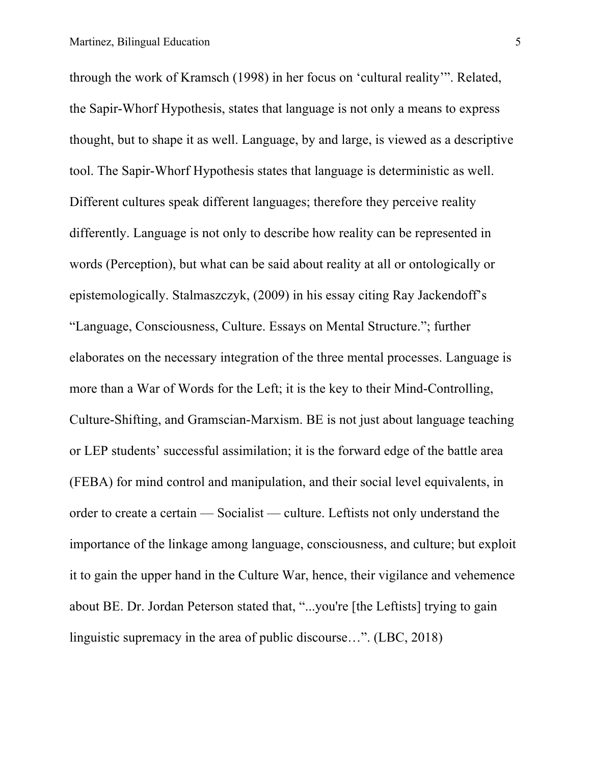through the work of Kramsch (1998) in her focus on 'cultural reality'". Related, the Sapir-Whorf Hypothesis, states that language is not only a means to express thought, but to shape it as well. Language, by and large, is viewed as a descriptive tool. The Sapir-Whorf Hypothesis states that language is deterministic as well. Different cultures speak different languages; therefore they perceive reality differently. Language is not only to describe how reality can be represented in words (Perception), but what can be said about reality at all or ontologically or epistemologically. Stalmaszczyk, (2009) in his essay citing Ray Jackendoff's "Language, Consciousness, Culture. Essays on Mental Structure."; further elaborates on the necessary integration of the three mental processes. Language is more than a War of Words for the Left; it is the key to their Mind-Controlling, Culture-Shifting, and Gramscian-Marxism. BE is not just about language teaching or LEP students' successful assimilation; it is the forward edge of the battle area (FEBA) for mind control and manipulation, and their social level equivalents, in order to create a certain — Socialist — culture. Leftists not only understand the importance of the linkage among language, consciousness, and culture; but exploit it to gain the upper hand in the Culture War, hence, their vigilance and vehemence about BE. Dr. Jordan Peterson stated that, "...you're [the Leftists] trying to gain linguistic supremacy in the area of public discourse…". (LBC, 2018)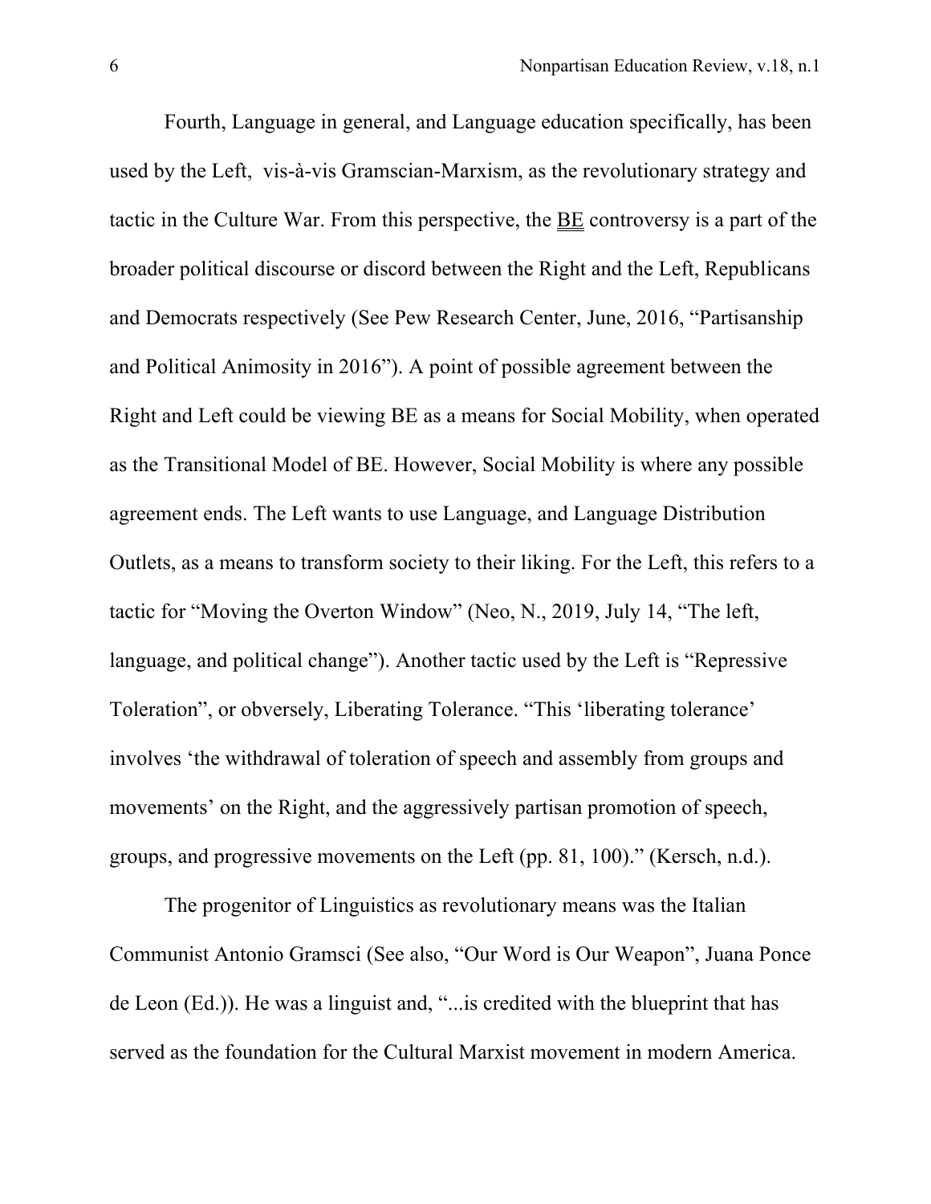Fourth, Language in general, and Language education specifically, has been used by the Left,  vis-à-vis Gramscian-Marxism, as the revolutionary strategy and tactic in the Culture War. From this perspective, the BE controversy is a part of the broader political discourse or discord between the Right and the Left, Republicans and Democrats respectively (See Pew Research Center, June, 2016, "Partisanship and Political Animosity in 2016"). A point of possible agreement between the Right and Left could be viewing BE as a means for Social Mobility, when operated as the Transitional Model of BE. However, Social Mobility is where any possible agreement ends. The Left wants to use Language, and Language Distribution Outlets, as a means to transform society to their liking. For the Left, this refers to a tactic for "Moving the Overton Window" (Neo, N., 2019, July 14, "The left, language, and political change"). Another tactic used by the Left is "Repressive Toleration", or obversely, Liberating Tolerance. "This 'liberating tolerance' involves 'the withdrawal of toleration of speech and assembly from groups and movements' on the Right, and the aggressively partisan promotion of speech, groups, and progressive movements on the Left (pp. 81, 100)." (Kersch, n.d.).

The progenitor of Linguistics as revolutionary means was the Italian Communist Antonio Gramsci (See also, "Our Word is Our Weapon", Juana Ponce de Leon (Ed.)). He was a linguist and, "...is credited with the blueprint that has served as the foundation for the Cultural Marxist movement in modern America.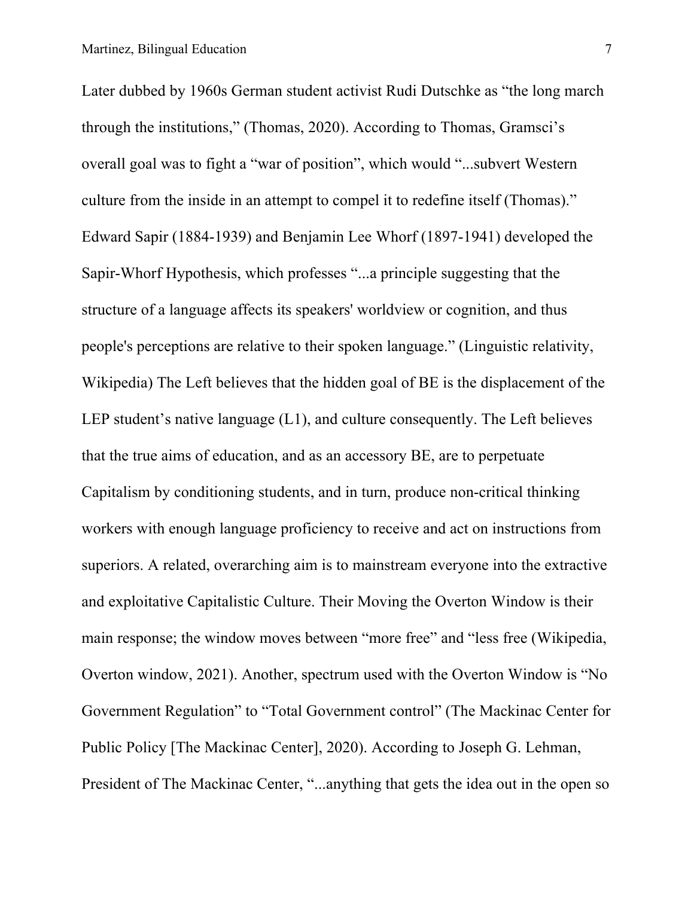Later dubbed by 1960s German student activist Rudi Dutschke as "the long march through the institutions," (Thomas, 2020). According to Thomas, Gramsci's overall goal was to fight a "war of position", which would "...subvert Western culture from the inside in an attempt to compel it to redefine itself (Thomas)." Edward Sapir (1884-1939) and Benjamin Lee Whorf (1897-1941) developed the Sapir-Whorf Hypothesis, which professes "...a principle suggesting that the structure of a language affects its speakers' worldview or cognition, and thus people's perceptions are relative to their spoken language." (Linguistic relativity, Wikipedia) The Left believes that the hidden goal of BE is the displacement of the LEP student's native language (L1), and culture consequently. The Left believes that the true aims of education, and as an accessory BE, are to perpetuate Capitalism by conditioning students, and in turn, produce non-critical thinking workers with enough language proficiency to receive and act on instructions from superiors. A related, overarching aim is to mainstream everyone into the extractive and exploitative Capitalistic Culture. Their Moving the Overton Window is their main response; the window moves between "more free" and "less free (Wikipedia, Overton window, 2021). Another, spectrum used with the Overton Window is "No Government Regulation" to "Total Government control" (The Mackinac Center for Public Policy [The Mackinac Center], 2020). According to Joseph G. Lehman, President of The Mackinac Center, "...anything that gets the idea out in the open so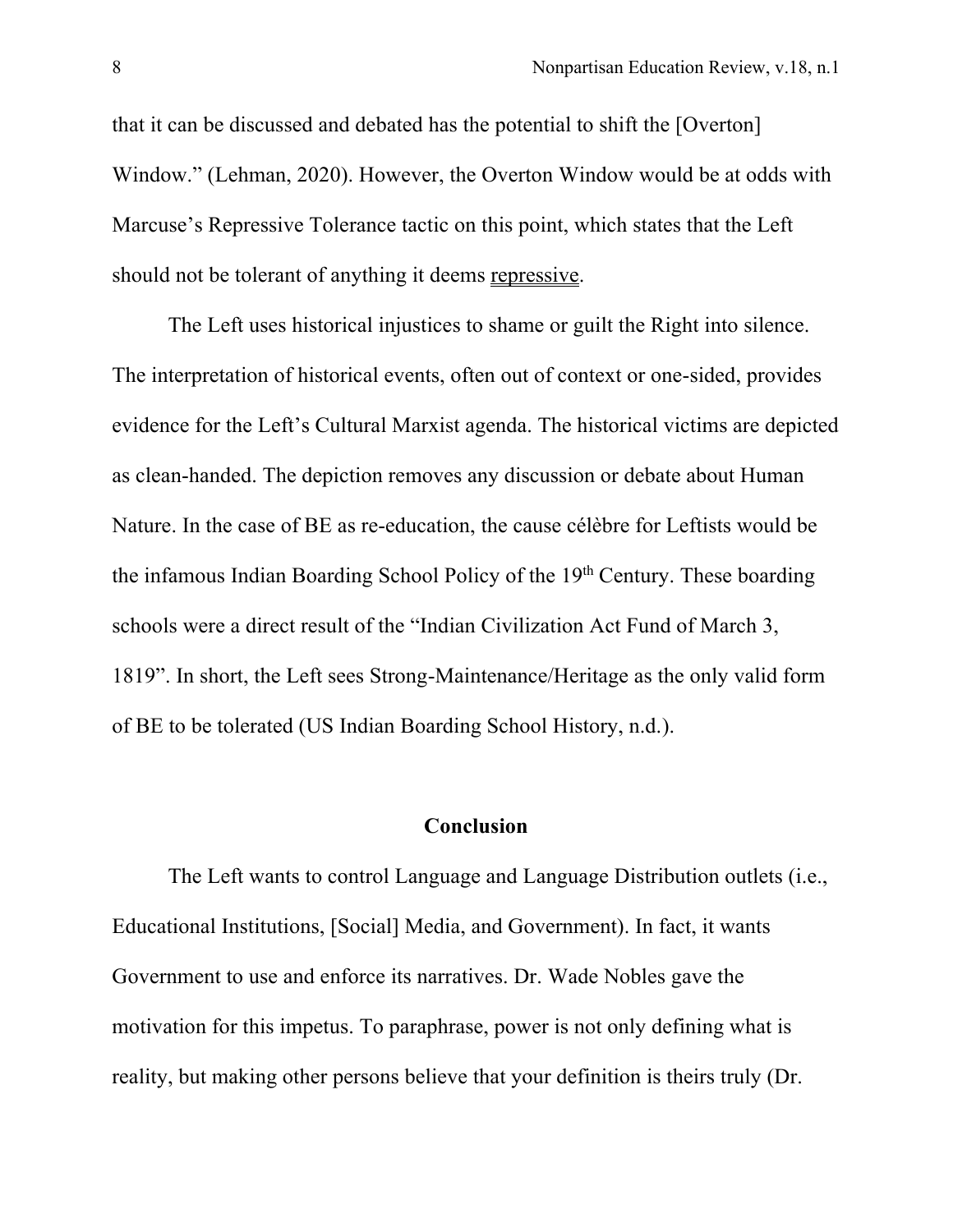that it can be discussed and debated has the potential to shift the [Overton] Window." (Lehman, 2020). However, the Overton Window would be at odds with Marcuse's Repressive Tolerance tactic on this point, which states that the Left should not be tolerant of anything it deems repressive.

The Left uses historical injustices to shame or guilt the Right into silence. The interpretation of historical events, often out of context or one-sided, provides evidence for the Left's Cultural Marxist agenda. The historical victims are depicted as clean-handed. The depiction removes any discussion or debate about Human Nature. In the case of BE as re-education, the cause célèbre for Leftists would be the infamous Indian Boarding School Policy of the 19th Century. These boarding schools were a direct result of the "Indian Civilization Act Fund of March 3, 1819". In short, the Left sees Strong-Maintenance/Heritage as the only valid form of BE to be tolerated (US Indian Boarding School History, n.d.).

## Conclusion

The Left wants to control Language and Language Distribution outlets (i.e., Educational Institutions, [Social] Media, and Government). In fact, it wants Government to use and enforce its narratives. Dr. Wade Nobles gave the motivation for this impetus. To paraphrase, power is not only defining what is reality, but making other persons believe that your definition is theirs truly (Dr.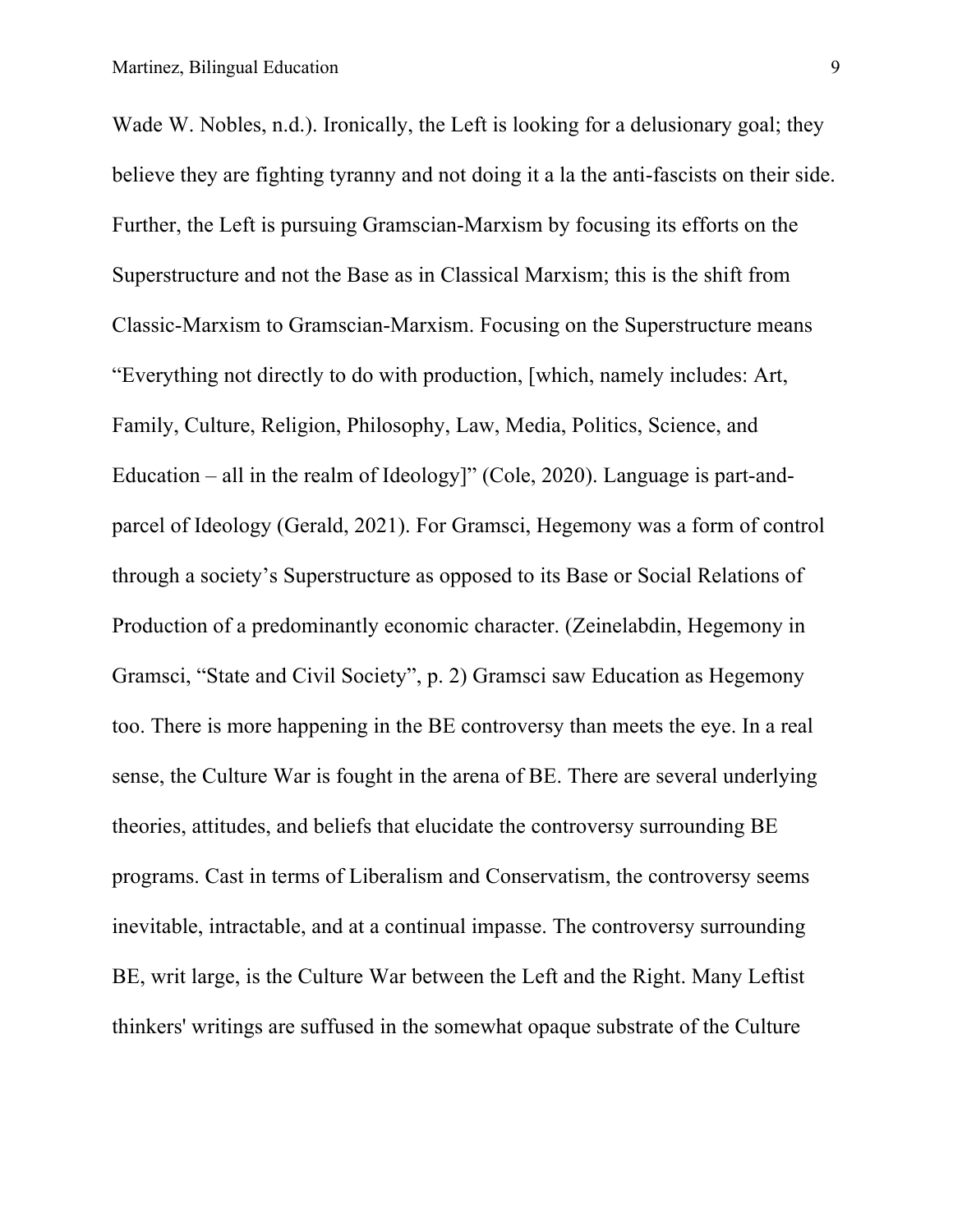Wade W. Nobles, n.d.). Ironically, the Left is looking for a delusionary goal; they believe they are fighting tyranny and not doing it a la the anti-fascists on their side. Further, the Left is pursuing Gramscian-Marxism by focusing its efforts on the Superstructure and not the Base as in Classical Marxism; this is the shift from Classic-Marxism to Gramscian-Marxism. Focusing on the Superstructure means "Everything not directly to do with production, [which, namely includes: Art, Family, Culture, Religion, Philosophy, Law, Media, Politics, Science, and Education – all in the realm of Ideology]" (Cole, 2020). Language is part-and-parcel of Ideology (Gerald, 2021). For Gramsci, Hegemony was a form of control through a society's Superstructure as opposed to its Base or Social Relations of Production of a predominantly economic character. (Zeinelabdin, Hegemony in Gramsci, "State and Civil Society", p. 2) Gramsci saw Education as Hegemony too. There is more happening in the BE controversy than meets the eye. In a real sense, the Culture War is fought in the arena of BE. There are several underlying theories, attitudes, and beliefs that elucidate the controversy surrounding BE programs. Cast in terms of Liberalism and Conservatism, the controversy seems inevitable, intractable, and at a continual impasse. The controversy surrounding BE, writ large, is the Culture War between the Left and the Right. Many Leftist thinkers' writings are suffused in the somewhat opaque substrate of the Culture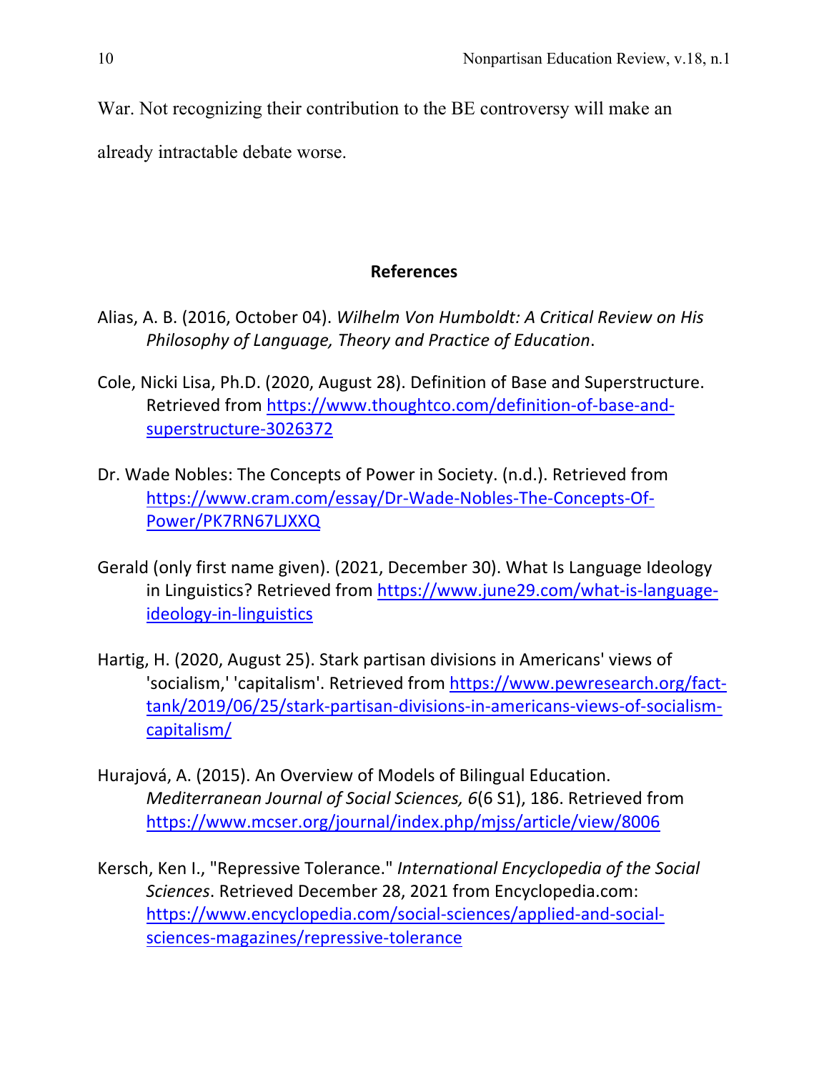War. Not recognizing their contribution to the BE controversy will make an already intractable debate worse.

## References

Alias, A. B. (2016, October 04). *Wilhelm Von Humboldt: A Critical Review on His Philosophy of Language, Theory and Practice of Education*.

Cole, Nicki Lisa, Ph.D. (2020, August 28). Definition of Base and Superstructure. Retrieved from https://www.thoughtco.com/definition-of-base-and-superstructure-3026372

Dr. Wade Nobles: The Concepts of Power in Society. (n.d.). Retrieved from https://www.cram.com/essay/Dr-Wade-Nobles-The-Concepts-Of-Power/PK7RN67LJXXQ

Gerald (only first name given). (2021, December 30). What Is Language Ideology in Linguistics? Retrieved from https://www.june29.com/what-is-language-ideology-in-linguistics

Hartig, H. (2020, August 25). Stark partisan divisions in Americans' views of 'socialism,' 'capitalism'. Retrieved from https://www.pewresearch.org/fact-tank/2019/06/25/stark-partisan-divisions-in-americans-views-of-socialism-capitalism/

Hurajová, A. (2015). An Overview of Models of Bilingual Education. *Mediterranean Journal of Social Sciences, 6*(6 S1), 186. Retrieved from https://www.mcser.org/journal/index.php/mjss/article/view/8006

Kersch, Ken I., "Repressive Tolerance." *International Encyclopedia of the Social Sciences*. Retrieved December 28, 2021 from Encyclopedia.com: https://www.encyclopedia.com/social-sciences/applied-and-social-sciences-magazines/repressive-tolerance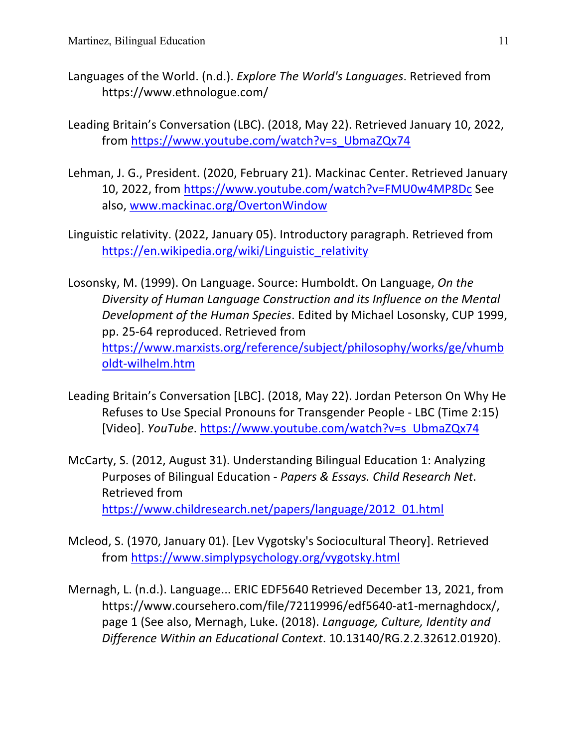Languages of the World. (n.d.). *Explore The World's Languages*. Retrieved from https://www.ethnologue.com/

Leading Britain's Conversation (LBC). (2018, May 22). Retrieved January 10, 2022, from https://www.youtube.com/watch?v=s_UbmaZQx74

Lehman, J. G., President. (2020, February 21). Mackinac Center. Retrieved January 10, 2022, from https://www.youtube.com/watch?v=FMU0w4MP8Dc See also, www.mackinac.org/OvertonWindow

Linguistic relativity. (2022, January 05). Introductory paragraph. Retrieved from https://en.wikipedia.org/wiki/Linguistic_relativity

Losonsky, M. (1999). On Language. Source: Humboldt. On Language, *On the Diversity of Human Language Construction and its Influence on the Mental Development of the Human Species*. Edited by Michael Losonsky, CUP 1999, pp. 25-64 reproduced. Retrieved from https://www.marxists.org/reference/subject/philosophy/works/ge/vhumboldt-wilhelm.htm

Leading Britain's Conversation [LBC]. (2018, May 22). Jordan Peterson On Why He Refuses to Use Special Pronouns for Transgender People - LBC (Time 2:15) [Video]. *YouTube*. https://www.youtube.com/watch?v=s_UbmaZQx74

McCarty, S. (2012, August 31). Understanding Bilingual Education 1: Analyzing Purposes of Bilingual Education - *Papers & Essays. Child Research Net*. Retrieved from https://www.childresearch.net/papers/language/2012_01.html

Mcleod, S. (1970, January 01). [Lev Vygotsky's Sociocultural Theory]. Retrieved from https://www.simplypsychology.org/vygotsky.html

Mernagh, L. (n.d.). Language... ERIC EDF5640 Retrieved December 13, 2021, from https://www.coursehero.com/file/72119996/edf5640-at1-mernaghdocx/, page 1 (See also, Mernagh, Luke. (2018). *Language, Culture, Identity and Difference Within an Educational Context*. 10.13140/RG.2.2.32612.01920).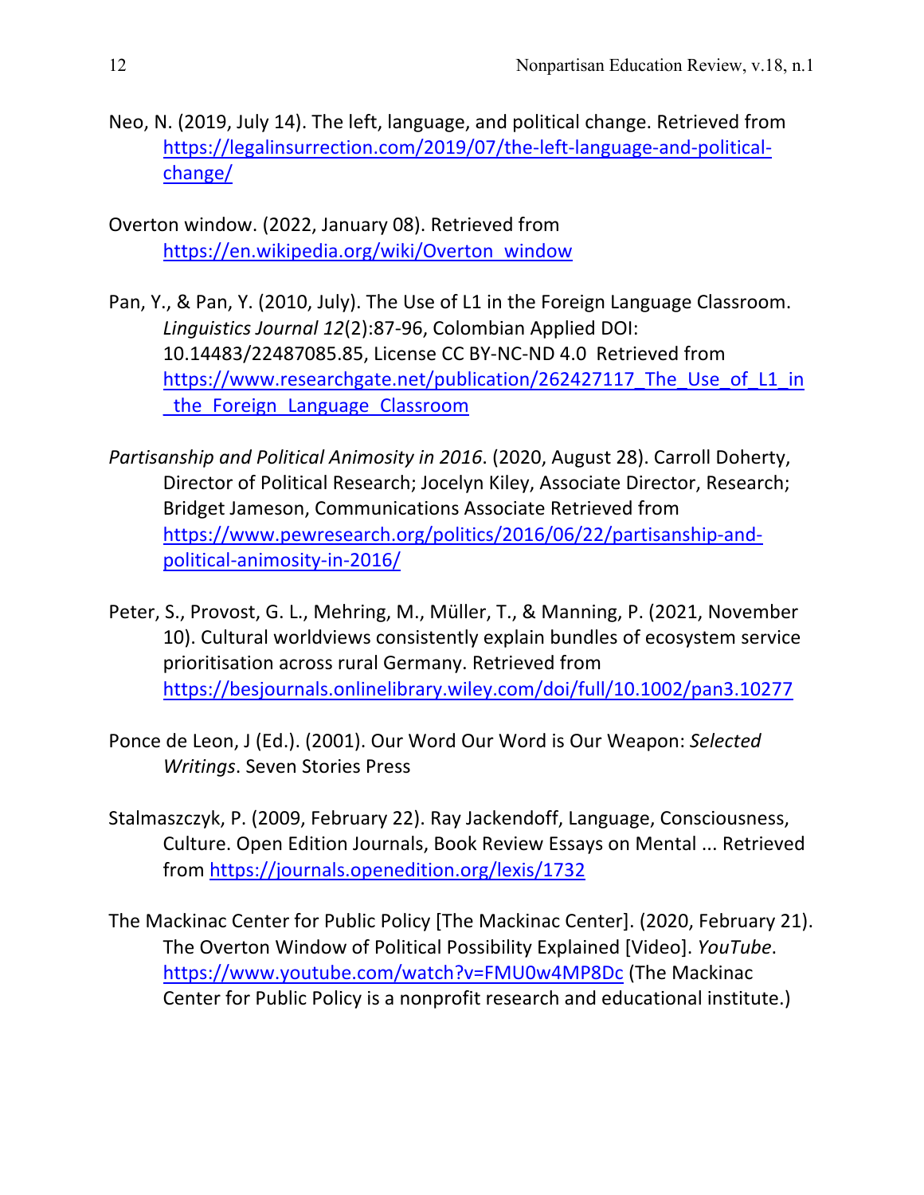Neo, N. (2019, July 14). The left, language, and political change. Retrieved from https://legalinsurrection.com/2019/07/the-left-language-and-political-change/

Overton window. (2022, January 08). Retrieved from https://en.wikipedia.org/wiki/Overton_window

Pan, Y., & Pan, Y. (2010, July). The Use of L1 in the Foreign Language Classroom. *Linguistics Journal 12*(2):87-96, Colombian Applied DOI: 10.14483/22487085.85, License CC BY-NC-ND 4.0 Retrieved from https://www.researchgate.net/publication/262427117_The_Use_of_L1_in_the_Foreign_Language_Classroom

*Partisanship and Political Animosity in 2016*. (2020, August 28). Carroll Doherty, Director of Political Research; Jocelyn Kiley, Associate Director, Research; Bridget Jameson, Communications Associate Retrieved from https://www.pewresearch.org/politics/2016/06/22/partisanship-and-political-animosity-in-2016/

Peter, S., Provost, G. L., Mehring, M., Müller, T., & Manning, P. (2021, November 10). Cultural worldviews consistently explain bundles of ecosystem service prioritisation across rural Germany. Retrieved from https://besjournals.onlinelibrary.wiley.com/doi/full/10.1002/pan3.10277

Ponce de Leon, J (Ed.). (2001). Our Word Our Word is Our Weapon: *Selected Writings*. Seven Stories Press

Stalmaszczyk, P. (2009, February 22). Ray Jackendoff, Language, Consciousness, Culture. Open Edition Journals, Book Review Essays on Mental ... Retrieved from https://journals.openedition.org/lexis/1732

The Mackinac Center for Public Policy [The Mackinac Center]. (2020, February 21). The Overton Window of Political Possibility Explained [Video]. *YouTube*. https://www.youtube.com/watch?v=FMU0w4MP8Dc (The Mackinac Center for Public Policy is a nonprofit research and educational institute.)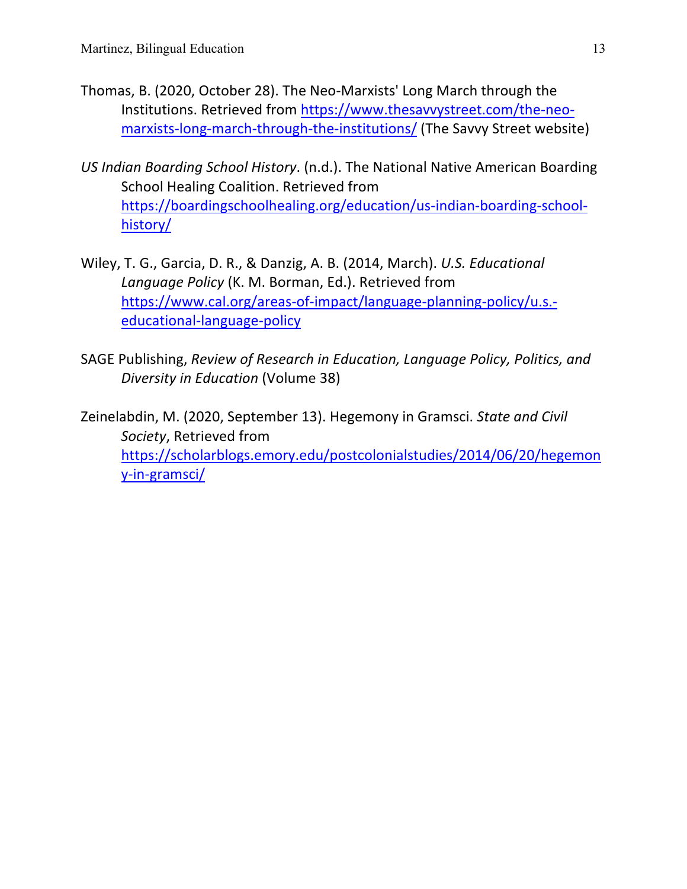Thomas, B. (2020, October 28). The Neo-Marxists' Long March through the Institutions. Retrieved from https://www.thesavvystreet.com/the-neo-marxists-long-march-through-the-institutions/ (The Savvy Street website)

*US Indian Boarding School History*. (n.d.). The National Native American Boarding School Healing Coalition. Retrieved from https://boardingschoolhealing.org/education/us-indian-boarding-school-history/

Wiley, T. G., Garcia, D. R., & Danzig, A. B. (2014, March). *U.S. Educational Language Policy* (K. M. Borman, Ed.). Retrieved from https://www.cal.org/areas-of-impact/language-planning-policy/u.s.-educational-language-policy

SAGE Publishing, *Review of Research in Education, Language Policy, Politics, and Diversity in Education* (Volume 38)

Zeinelabdin, M. (2020, September 13). Hegemony in Gramsci. *State and Civil Society*, Retrieved from https://scholarblogs.emory.edu/postcolonialstudies/2014/06/20/hegemony-in-gramsci/